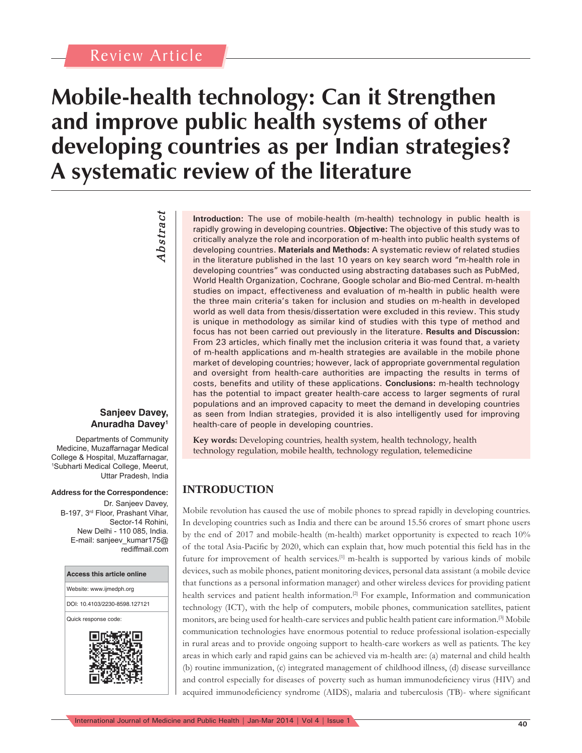Review Article

# Mobile-health technology: Can it Strengthen and improve public health systems of other developing countries as per Indian strategies? A systematic review of the literature

**Sanjeev Davey, Anuradha Davey**[1]

Departments of Community Medicine, Muzaffarnagar Medical College & Hospital, Muzaffarnagar, [1]Subharti Medical College, Meerut, Uttar Pradesh, India

**Address for the Correspondence:**
Dr. Sanjeev Davey,
B-197, 3rd Floor, Prashant Vihar,
Sector-14 Rohini,
New Delhi - 110 085, India.
E-mail: sanjeev_kumar175@rediffmail.com

| Access this article online |
|---|
| Website: www.ijmedph.org |
| DOI: 10.4103/2230-8598.127121 |
| Quick response code: |

## *Abstract*

**Introduction:** The use of mobile-health (m-health) technology in public health is rapidly growing in developing countries. **Objective:** The objective of this study was to critically analyze the role and incorporation of m-health into public health systems of developing countries. **Materials and Methods:** A systematic review of related studies in the literature published in the last 10 years on key search word "m-health role in developing countries" was conducted using abstracting databases such as PubMed, World Health Organization, Cochrane, Google scholar and Bio-med Central. m-health studies on impact, effectiveness and evaluation of m-health in public health were the three main criteria's taken for inclusion and studies on m-health in developed world as well data from thesis/dissertation were excluded in this review. This study is unique in methodology as similar kind of studies with this type of method and focus has not been carried out previously in the literature. **Results and Discussion:** From 23 articles, which finally met the inclusion criteria it was found that, a variety of m-health applications and m-health strategies are available in the mobile phone market of developing countries; however, lack of appropriate governmental regulation and oversight from health-care authorities are impacting the results in terms of costs, benefits and utility of these applications. **Conclusions:** m-health technology has the potential to impact greater health-care access to larger segments of rural populations and an improved capacity to meet the demand in developing countries as seen from Indian strategies, provided it is also intelligently used for improving health-care of people in developing countries.

**Key words:** Developing countries, health system, health technology, health technology regulation, mobile health, technology regulation, telemedicine

## INTRODUCTION

Mobile revolution has caused the use of mobile phones to spread rapidly in developing countries. In developing countries such as India and there can be around 15.56 crores of smart phone users by the end of 2017 and mobile-health (m-health) market opportunity is expected to reach 10% of the total Asia-Pacific by 2020, which can explain that, how much potential this field has in the future for improvement of health services.[1] m-health is supported by various kinds of mobile devices, such as mobile phones, patient monitoring devices, personal data assistant (a mobile device that functions as a personal information manager) and other wireless devices for providing patient health services and patient health information.[2] For example, Information and communication technology (ICT), with the help of computers, mobile phones, communication satellites, patient monitors, are being used for health-care services and public health patient care information.[3] Mobile communication technologies have enormous potential to reduce professional isolation-especially in rural areas and to provide ongoing support to health-care workers as well as patients. The key areas in which early and rapid gains can be achieved via m-health are: (a) maternal and child health (b) routine immunization, (c) integrated management of childhood illness, (d) disease surveillance and control especially for diseases of poverty such as human immunodeficiency virus (HIV) and acquired immunodeficiency syndrome (AIDS), malaria and tuberculosis (TB)- where significant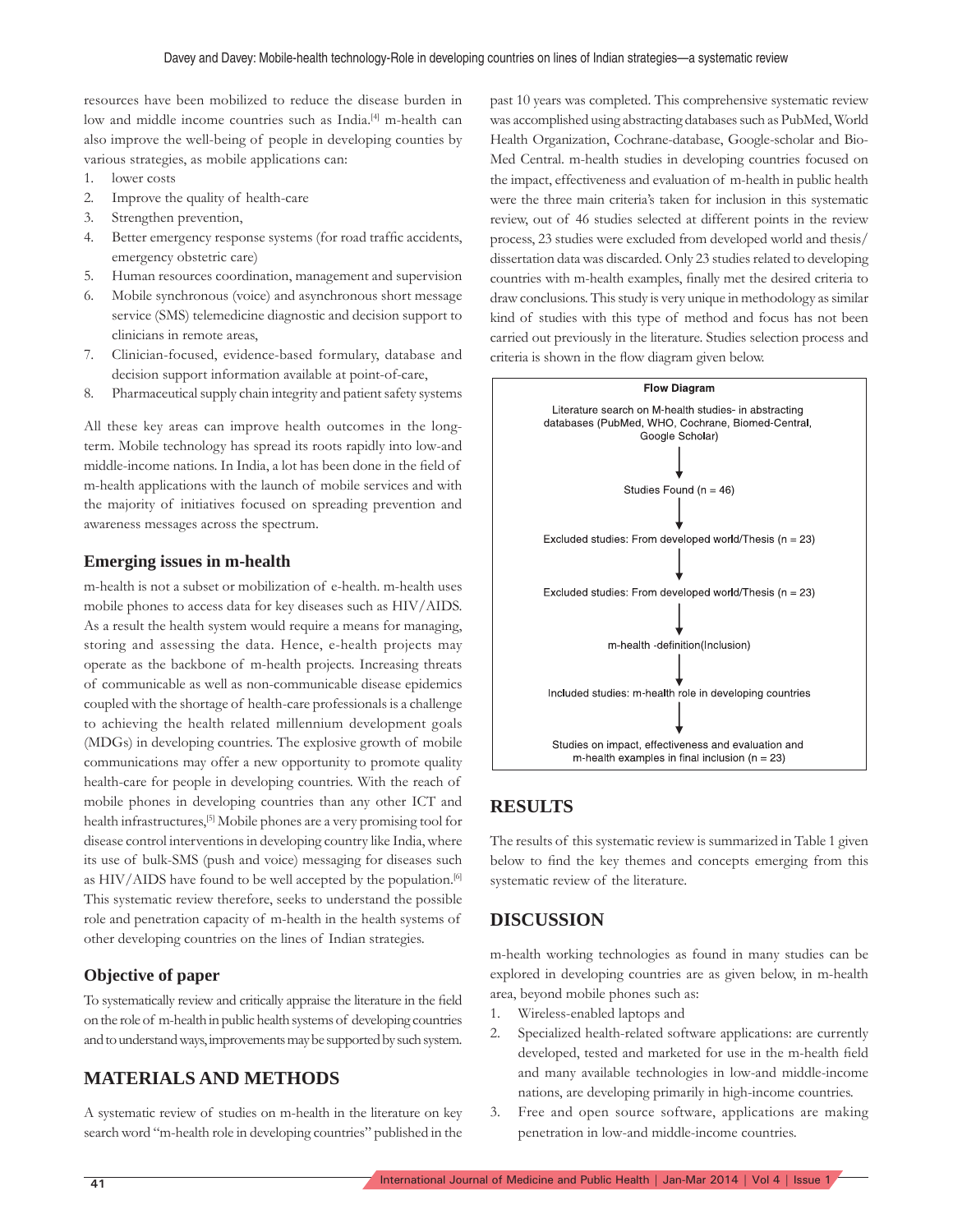resources have been mobilized to reduce the disease burden in low and middle income countries such as India.[4] m-health can also improve the well-being of people in developing counties by various strategies, as mobile applications can:

1. lower costs
2. Improve the quality of health-care
3. Strengthen prevention,
4. Better emergency response systems (for road traffic accidents, emergency obstetric care)
5. Human resources coordination, management and supervision
6. Mobile synchronous (voice) and asynchronous short message service (SMS) telemedicine diagnostic and decision support to clinicians in remote areas,
7. Clinician-focused, evidence-based formulary, database and decision support information available at point-of-care,
8. Pharmaceutical supply chain integrity and patient safety systems

All these key areas can improve health outcomes in the long-term. Mobile technology has spread its roots rapidly into low-and middle-income nations. In India, a lot has been done in the field of m-health applications with the launch of mobile services and with the majority of initiatives focused on spreading prevention and awareness messages across the spectrum.

### Emerging issues in m-health

m-health is not a subset or mobilization of e-health. m-health uses mobile phones to access data for key diseases such as HIV/AIDS. As a result the health system would require a means for managing, storing and assessing the data. Hence, e-health projects may operate as the backbone of m-health projects. Increasing threats of communicable as well as non-communicable disease epidemics coupled with the shortage of health-care professionals is a challenge to achieving the health related millennium development goals (MDGs) in developing countries. The explosive growth of mobile communications may offer a new opportunity to promote quality health-care for people in developing countries. With the reach of mobile phones in developing countries than any other ICT and health infrastructures,[5] Mobile phones are a very promising tool for disease control interventions in developing country like India, where its use of bulk-SMS (push and voice) messaging for diseases such as HIV/AIDS have found to be well accepted by the population.[6] This systematic review therefore, seeks to understand the possible role and penetration capacity of m-health in the health systems of other developing countries on the lines of Indian strategies.

### Objective of paper

To systematically review and critically appraise the literature in the field on the role of m-health in public health systems of developing countries and to understand ways, improvements may be supported by such system.

## MATERIALS AND METHODS

A systematic review of studies on m-health in the literature on key search word "m-health role in developing countries" published in the past 10 years was completed. This comprehensive systematic review was accomplished using abstracting databases such as PubMed, World Health Organization, Cochrane-database, Google-scholar and Bio-Med Central. m-health studies in developing countries focused on the impact, effectiveness and evaluation of m-health in public health were the three main criteria's taken for inclusion in this systematic review, out of 46 studies selected at different points in the review process, 23 studies were excluded from developed world and thesis/dissertation data was discarded. Only 23 studies related to developing countries with m-health examples, finally met the desired criteria to draw conclusions. This study is very unique in methodology as similar kind of studies with this type of method and focus has not been carried out previously in the literature. Studies selection process and criteria is shown in the flow diagram given below.

**Flow Diagram**

Literature search on M-health studies- in abstracting databases (PubMed, WHO, Cochrane, Biomed-Central, Google Scholar)

↓

Studies Found (n = 46)

↓

Excluded studies: From developed world/Thesis (n = 23)

↓

Excluded studies: From developed world/Thesis (n = 23)

↓

m-health -definition(Inclusion)

↓

Included studies: m-health role in developing countries

↓

Studies on impact, effectiveness and evaluation and m-health examples in final inclusion (n = 23)

## RESULTS

The results of this systematic review is summarized in Table 1 given below to find the key themes and concepts emerging from this systematic review of the literature.

## DISCUSSION

m-health working technologies as found in many studies can be explored in developing countries are as given below, in m-health area, beyond mobile phones such as:

1. Wireless-enabled laptops and
2. Specialized health-related software applications: are currently developed, tested and marketed for use in the m-health field and many available technologies in low-and middle-income nations, are developing primarily in high-income countries.
3. Free and open source software, applications are making penetration in low-and middle-income countries.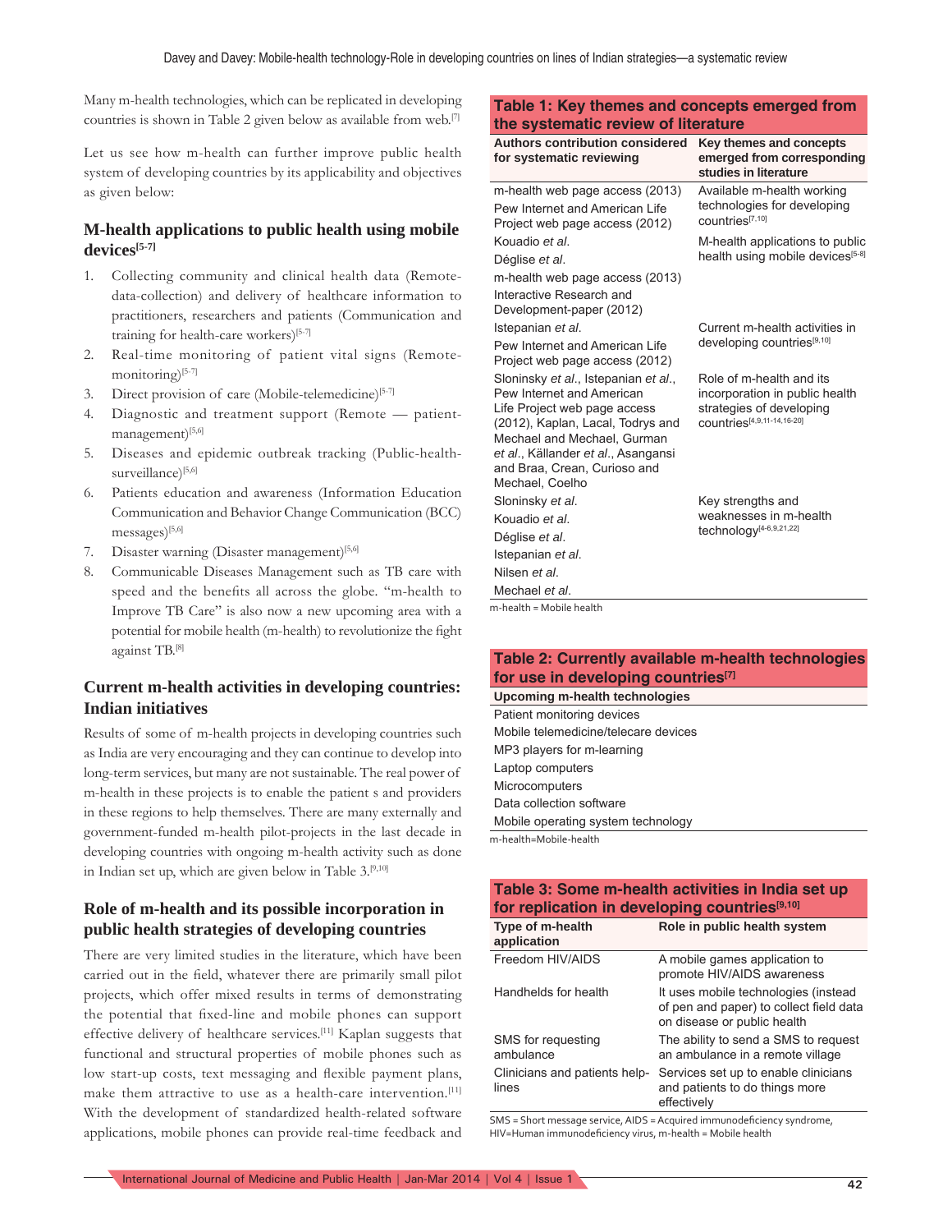Many m-health technologies, which can be replicated in developing countries is shown in Table 2 given below as available from web.[7]

Let us see how m-health can further improve public health system of developing countries by its applicability and objectives as given below:

## M-health applications to public health using mobile devices[5-7]

1. Collecting community and clinical health data (Remote-data-collection) and delivery of healthcare information to practitioners, researchers and patients (Communication and training for health-care workers)[5-7]
2. Real-time monitoring of patient vital signs (Remote-monitoring)[5-7]
3. Direct provision of care (Mobile-telemedicine)[5-7]
4. Diagnostic and treatment support (Remote — patient-management)[5,6]
5. Diseases and epidemic outbreak tracking (Public-health-surveillance)[5,6]
6. Patients education and awareness (Information Education Communication and Behavior Change Communication (BCC) messages)[5,6]
7. Disaster warning (Disaster management)[5,6]
8. Communicable Diseases Management such as TB care with speed and the benefits all across the globe. "m-health to Improve TB Care" is also now a new upcoming area with a potential for mobile health (m-health) to revolutionize the fight against TB.[8]

## Current m-health activities in developing countries: Indian initiatives

Results of some of m-health projects in developing countries such as India are very encouraging and they can continue to develop into long-term services, but many are not sustainable. The real power of m-health in these projects is to enable the patient s and providers in these regions to help themselves. There are many externally and government-funded m-health pilot-projects in the last decade in developing countries with ongoing m-health activity such as done in Indian set up, which are given below in Table 3.[9,10]

## Role of m-health and its possible incorporation in public health strategies of developing countries

There are very limited studies in the literature, which have been carried out in the field, whatever there are primarily small pilot projects, which offer mixed results in terms of demonstrating the potential that fixed-line and mobile phones can support effective delivery of healthcare services.[11] Kaplan suggests that functional and structural properties of mobile phones such as low start-up costs, text messaging and flexible payment plans, make them attractive to use as a health-care intervention.[11] With the development of standardized health-related software applications, mobile phones can provide real-time feedback and

**Table 1: Key themes and concepts emerged from the systematic review of literature**

| Authors contribution considered for systematic reviewing | Key themes and concepts emerged from corresponding studies in literature |
|---|---|
| m-health web page access (2013)<br>Pew Internet and American Life Project web page access (2012) | Available m-health working technologies for developing countries[7,10] |
| Kouadio *et al*.<br>Déglise *et al*.<br>m-health web page access (2013)<br>Interactive Research and Development-paper (2012) | M-health applications to public health using mobile devices[5-8] |
| Istepanian *et al*.<br>Pew Internet and American Life Project web page access (2012) | Current m-health activities in developing countries[9,10] |
| Sloninsky *et al*., Istepanian *et al*., Pew Internet and American Life Project web page access (2012), Kaplan, Lacal, Todrys and Mechael and Mechael, Gurman *et al*., Källander *et al*., Asangansi and Braa, Crean, Curioso and Mechael, Coelho | Role of m-health and its incorporation in public health strategies of developing countries[4,9,11-14,16-20] |
| Sloninsky *et al*.<br>Kouadio *et al*.<br>Déglise *et al*.<br>Istepanian *et al*.<br>Nilsen *et al*.<br>Mechael *et al*. | Key strengths and weaknesses in m-health technology[4-6,9,21,22] |

m-health = Mobile health

**Table 2: Currently available m-health technologies for use in developing countries[7]**

| Upcoming m-health technologies |
|---|
| Patient monitoring devices |
| Mobile telemedicine/telecare devices |
| MP3 players for m-learning |
| Laptop computers |
| Microcomputers |
| Data collection software |
| Mobile operating system technology |

m-health=Mobile-health

**Table 3: Some m-health activities in India set up for replication in developing countries[9,10]**

| Type of m-health application | Role in public health system |
|---|---|
| Freedom HIV/AIDS | A mobile games application to promote HIV/AIDS awareness |
| Handhelds for health | It uses mobile technologies (instead of pen and paper) to collect field data on disease or public health |
| SMS for requesting ambulance | The ability to send a SMS to request an ambulance in a remote village |
| Clinicians and patients help-lines | Services set up to enable clinicians and patients to do things more effectively |

SMS = Short message service, AIDS = Acquired immunodeficiency syndrome, HIV=Human immunodeficiency virus, m-health = Mobile health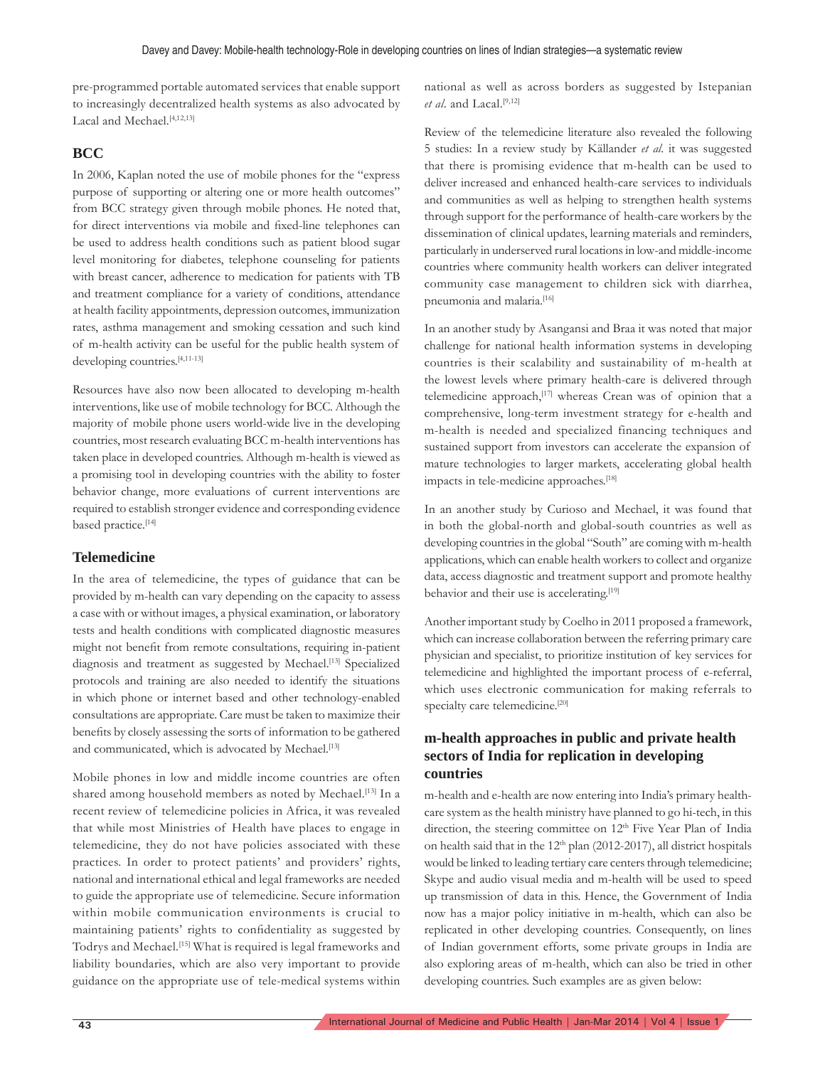pre-programmed portable automated services that enable support to increasingly decentralized health systems as also advocated by Lacal and Mechael.[4,12,13]

## BCC

In 2006, Kaplan noted the use of mobile phones for the "express purpose of supporting or altering one or more health outcomes" from BCC strategy given through mobile phones. He noted that, for direct interventions via mobile and fixed-line telephones can be used to address health conditions such as patient blood sugar level monitoring for diabetes, telephone counseling for patients with breast cancer, adherence to medication for patients with TB and treatment compliance for a variety of conditions, attendance at health facility appointments, depression outcomes, immunization rates, asthma management and smoking cessation and such kind of m-health activity can be useful for the public health system of developing countries.[4,11-13]

Resources have also now been allocated to developing m-health interventions, like use of mobile technology for BCC. Although the majority of mobile phone users world-wide live in the developing countries, most research evaluating BCC m-health interventions has taken place in developed countries. Although m-health is viewed as a promising tool in developing countries with the ability to foster behavior change, more evaluations of current interventions are required to establish stronger evidence and corresponding evidence based practice.[14]

## Telemedicine

In the area of telemedicine, the types of guidance that can be provided by m-health can vary depending on the capacity to assess a case with or without images, a physical examination, or laboratory tests and health conditions with complicated diagnostic measures might not benefit from remote consultations, requiring in-patient diagnosis and treatment as suggested by Mechael.[13] Specialized protocols and training are also needed to identify the situations in which phone or internet based and other technology-enabled consultations are appropriate. Care must be taken to maximize their benefits by closely assessing the sorts of information to be gathered and communicated, which is advocated by Mechael.[13]

Mobile phones in low and middle income countries are often shared among household members as noted by Mechael.[13] In a recent review of telemedicine policies in Africa, it was revealed that while most Ministries of Health have places to engage in telemedicine, they do not have policies associated with these practices. In order to protect patients' and providers' rights, national and international ethical and legal frameworks are needed to guide the appropriate use of telemedicine. Secure information within mobile communication environments is crucial to maintaining patients' rights to confidentiality as suggested by Todrys and Mechael.[15] What is required is legal frameworks and liability boundaries, which are also very important to provide guidance on the appropriate use of tele-medical systems within national as well as across borders as suggested by Istepanian *et al*. and Lacal.[9,12]

Review of the telemedicine literature also revealed the following 5 studies: In a review study by Källander *et al*. it was suggested that there is promising evidence that m-health can be used to deliver increased and enhanced health-care services to individuals and communities as well as helping to strengthen health systems through support for the performance of health-care workers by the dissemination of clinical updates, learning materials and reminders, particularly in underserved rural locations in low-and middle-income countries where community health workers can deliver integrated community case management to children sick with diarrhea, pneumonia and malaria.[16]

In an another study by Asangansi and Braa it was noted that major challenge for national health information systems in developing countries is their scalability and sustainability of m-health at the lowest levels where primary health-care is delivered through telemedicine approach,[17] whereas Crean was of opinion that a comprehensive, long-term investment strategy for e-health and m-health is needed and specialized financing techniques and sustained support from investors can accelerate the expansion of mature technologies to larger markets, accelerating global health impacts in tele-medicine approaches.[18]

In an another study by Curioso and Mechael, it was found that in both the global-north and global-south countries as well as developing countries in the global "South" are coming with m-health applications, which can enable health workers to collect and organize data, access diagnostic and treatment support and promote healthy behavior and their use is accelerating.[19]

Another important study by Coelho in 2011 proposed a framework, which can increase collaboration between the referring primary care physician and specialist, to prioritize institution of key services for telemedicine and highlighted the important process of e-referral, which uses electronic communication for making referrals to specialty care telemedicine.[20]

## m-health approaches in public and private health sectors of India for replication in developing countries

m-health and e-health are now entering into India's primary health-care system as the health ministry have planned to go hi-tech, in this direction, the steering committee on 12th Five Year Plan of India on health said that in the 12th plan (2012-2017), all district hospitals would be linked to leading tertiary care centers through telemedicine; Skype and audio visual media and m-health will be used to speed up transmission of data in this. Hence, the Government of India now has a major policy initiative in m-health, which can also be replicated in other developing countries. Consequently, on lines of Indian government efforts, some private groups in India are also exploring areas of m-health, which can also be tried in other developing countries. Such examples are as given below: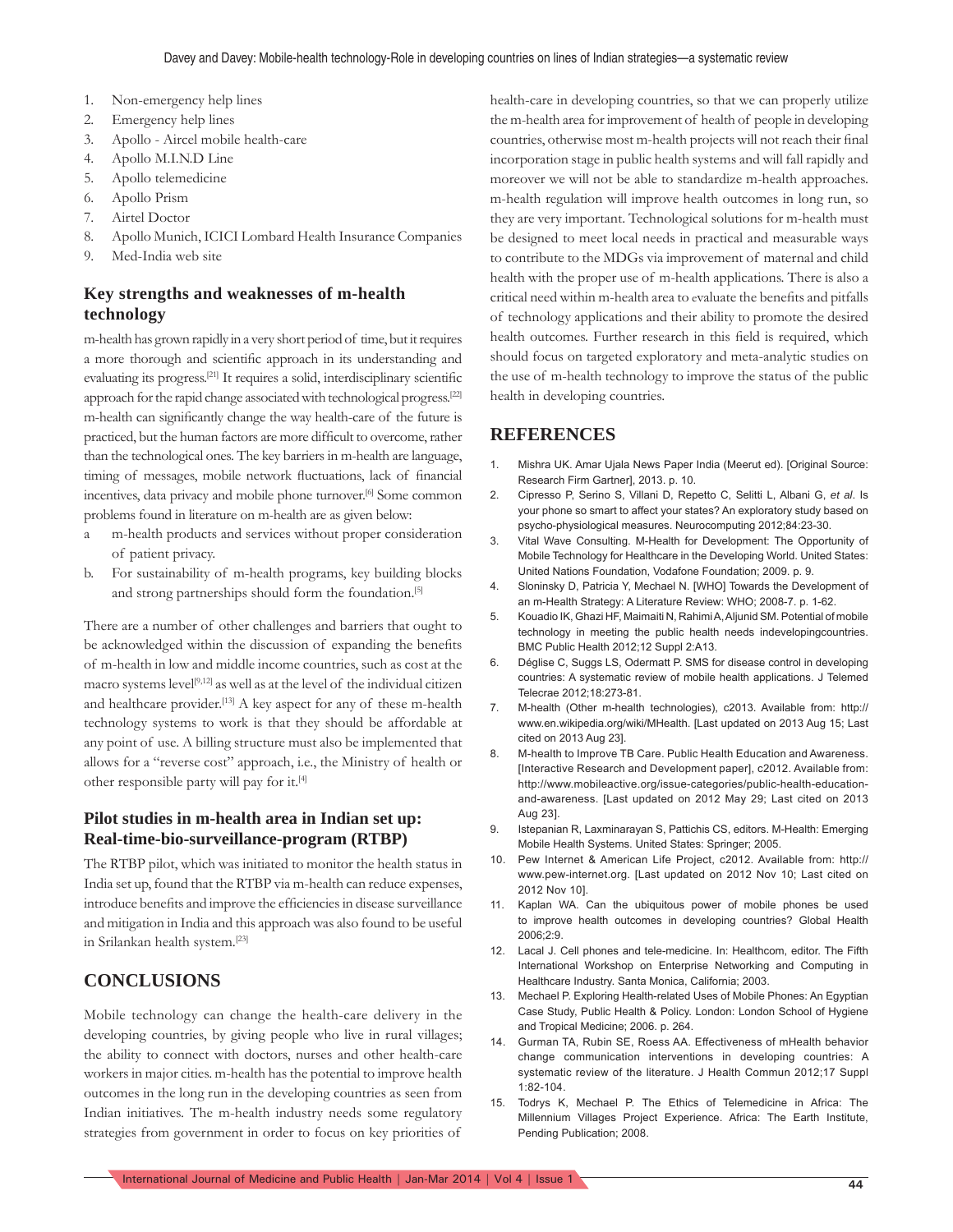1. Non-emergency help lines
2. Emergency help lines
3. Apollo - Aircel mobile health-care
4. Apollo M.I.N.D Line
5. Apollo telemedicine
6. Apollo Prism
7. Airtel Doctor
8. Apollo Munich, ICICI Lombard Health Insurance Companies
9. Med-India web site

## Key strengths and weaknesses of m-health technology

m-health has grown rapidly in a very short period of time, but it requires a more thorough and scientific approach in its understanding and evaluating its progress.[21] It requires a solid, interdisciplinary scientific approach for the rapid change associated with technological progress.[22] m-health can significantly change the way health-care of the future is practiced, but the human factors are more difficult to overcome, rather than the technological ones. The key barriers in m-health are language, timing of messages, mobile network fluctuations, lack of financial incentives, data privacy and mobile phone turnover.[6] Some common problems found in literature on m-health are as given below:

a. m-health products and services without proper consideration of patient privacy.
b. For sustainability of m-health programs, key building blocks and strong partnerships should form the foundation.[5]

There are a number of other challenges and barriers that ought to be acknowledged within the discussion of expanding the benefits of m-health in low and middle income countries, such as cost at the macro systems level[9,12] as well as at the level of the individual citizen and healthcare provider.[13] A key aspect for any of these m-health technology systems to work is that they should be affordable at any point of use. A billing structure must also be implemented that allows for a "reverse cost" approach, i.e., the Ministry of health or other responsible party will pay for it.[4]

## Pilot studies in m-health area in Indian set up: Real-time-bio-surveillance-program (RTBP)

The RTBP pilot, which was initiated to monitor the health status in India set up, found that the RTBP via m-health can reduce expenses, introduce benefits and improve the efficiencies in disease surveillance and mitigation in India and this approach was also found to be useful in Srilankan health system.[23]

# CONCLUSIONS

Mobile technology can change the health-care delivery in the developing countries, by giving people who live in rural villages; the ability to connect with doctors, nurses and other health-care workers in major cities. m-health has the potential to improve health outcomes in the long run in the developing countries as seen from Indian initiatives. The m-health industry needs some regulatory strategies from government in order to focus on key priorities of health-care in developing countries, so that we can properly utilize the m-health area for improvement of health of people in developing countries, otherwise most m-health projects will not reach their final incorporation stage in public health systems and will fall rapidly and moreover we will not be able to standardize m-health approaches. m-health regulation will improve health outcomes in long run, so they are very important. Technological solutions for m-health must be designed to meet local needs in practical and measurable ways to contribute to the MDGs via improvement of maternal and child health with the proper use of m-health applications. There is also a critical need within m-health area to evaluate the benefits and pitfalls of technology applications and their ability to promote the desired health outcomes. Further research in this field is required, which should focus on targeted exploratory and meta-analytic studies on the use of m-health technology to improve the status of the public health in developing countries.

# REFERENCES

1. Mishra UK. Amar Ujala News Paper India (Meerut ed). [Original Source: Research Firm Gartner], 2013. p. 10.
2. Cipresso P, Serino S, Villani D, Repetto C, Selitti L, Albani G, *et al*. Is your phone so smart to affect your states? An exploratory study based on psycho-physiological measures. Neurocomputing 2012;84:23-30.
3. Vital Wave Consulting. M-Health for Development: The Opportunity of Mobile Technology for Healthcare in the Developing World. United States: United Nations Foundation, Vodafone Foundation; 2009. p. 9.
4. Sloninsky D, Patricia Y, Mechael N. [WHO] Towards the Development of an m-Health Strategy: A Literature Review: WHO; 2008-7. p. 1-62.
5. Kouadio IK, Ghazi HF, Maimaiti N, Rahimi A, Aljunid SM. Potential of mobile technology in meeting the public health needs indevelopingcountries. BMC Public Health 2012;12 Suppl 2:A13.
6. Déglise C, Suggs LS, Odermatt P. SMS for disease control in developing countries: A systematic review of mobile health applications. J Telemed Telecrae 2012;18:273-81.
7. M-health (Other m-health technologies), c2013. Available from: http://www.en.wikipedia.org/wiki/MHealth. [Last updated on 2013 Aug 15; Last cited on 2013 Aug 23].
8. M-health to Improve TB Care. Public Health Education and Awareness. [Interactive Research and Development paper], c2012. Available from: http://www.mobileactive.org/issue-categories/public-health-education-and-awareness. [Last updated on 2012 May 29; Last cited on 2013 Aug 23].
9. Istepanian R, Laxminarayan S, Pattichis CS, editors. M-Health: Emerging Mobile Health Systems. United States: Springer; 2005.
10. Pew Internet & American Life Project, c2012. Available from: http://www.pew-internet.org. [Last updated on 2012 Nov 10; Last cited on 2012 Nov 10].
11. Kaplan WA. Can the ubiquitous power of mobile phones be used to improve health outcomes in developing countries? Global Health 2006;2:9.
12. Lacal J. Cell phones and tele-medicine. In: Healthcom, editor. The Fifth International Workshop on Enterprise Networking and Computing in Healthcare Industry. Santa Monica, California; 2003.
13. Mechael P. Exploring Health-related Uses of Mobile Phones: An Egyptian Case Study, Public Health & Policy. London: London School of Hygiene and Tropical Medicine; 2006. p. 264.
14. Gurman TA, Rubin SE, Roess AA. Effectiveness of mHealth behavior change communication interventions in developing countries: A systematic review of the literature. J Health Commun 2012;17 Suppl 1:82-104.
15. Todrys K, Mechael P. The Ethics of Telemedicine in Africa: The Millennium Villages Project Experience. Africa: The Earth Institute, Pending Publication; 2008.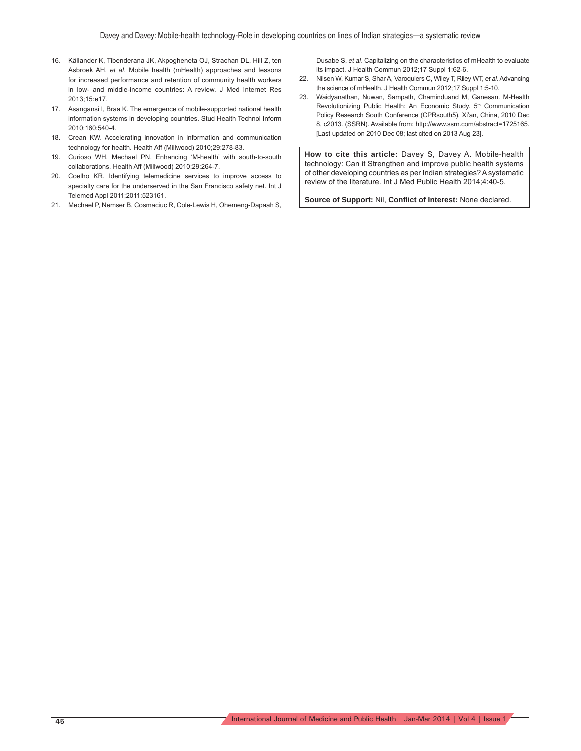16. Källander K, Tibenderana JK, Akpogheneta OJ, Strachan DL, Hill Z, ten Asbroek AH, *et al*. Mobile health (mHealth) approaches and lessons for increased performance and retention of community health workers in low- and middle-income countries: A review. J Med Internet Res 2013;15:e17.
17. Asangansi I, Braa K. The emergence of mobile-supported national health information systems in developing countries. Stud Health Technol Inform 2010;160:540-4.
18. Crean KW. Accelerating innovation in information and communication technology for health. Health Aff (Millwood) 2010;29:278-83.
19. Curioso WH, Mechael PN. Enhancing 'M-health' with south-to-south collaborations. Health Aff (Millwood) 2010;29:264-7.
20. Coelho KR. Identifying telemedicine services to improve access to specialty care for the underserved in the San Francisco safety net. Int J Telemed Appl 2011;2011:523161.
21. Mechael P, Nemser B, Cosmaciuc R, Cole-Lewis H, Ohemeng-Dapaah S, Dusabe S, *et al*. Capitalizing on the characteristics of mHealth to evaluate its impact. J Health Commun 2012;17 Suppl 1:62-6.
22. Nilsen W, Kumar S, Shar A, Varoquiers C, Wiley T, Riley WT, *et al*. Advancing the science of mHealth. J Health Commun 2012;17 Suppl 1:5-10.
23. Waidyanathan, Nuwan, Sampath, Chaminduand M, Ganesan. M-Health Revolutionizing Public Health: An Economic Study. 5th Communication Policy Research South Conference (CPRsouth5), Xi'an, China, 2010 Dec 8, c2013. (SSRN). Available from: http://www.ssrn.com/abstract=1725165. [Last updated on 2010 Dec 08; last cited on 2013 Aug 23].

**How to cite this article:** Davey S, Davey A. Mobile-health technology: Can it Strengthen and improve public health systems of other developing countries as per Indian strategies? A systematic review of the literature. Int J Med Public Health 2014;4:40-5.

**Source of Support:** Nil, **Conflict of Interest:** None declared.